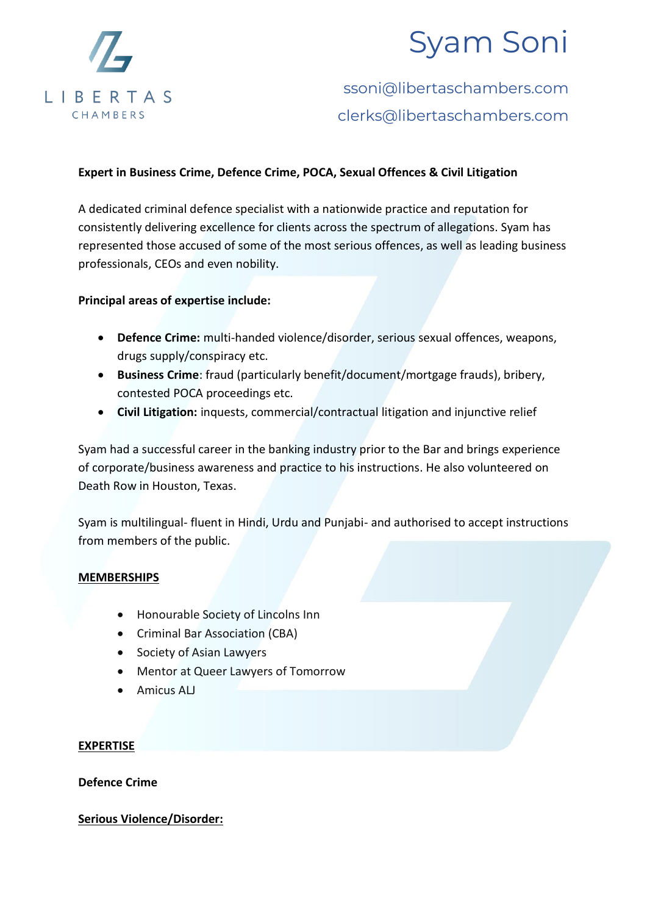LIBERTAS CHAMBERS

# Syam Soni

ssoni@libertaschambers.com
clerks@libertaschambers.com

**Expert in Business Crime, Defence Crime, POCA, Sexual Offences & Civil Litigation**

A dedicated criminal defence specialist with a nationwide practice and reputation for consistently delivering excellence for clients across the spectrum of allegations. Syam has represented those accused of some of the most serious offences, as well as leading business professionals, CEOs and even nobility.

**Principal areas of expertise include:**

- **Defence Crime:** multi-handed violence/disorder, serious sexual offences, weapons, drugs supply/conspiracy etc.
- **Business Crime**: fraud (particularly benefit/document/mortgage frauds), bribery, contested POCA proceedings etc.
- **Civil Litigation:** inquests, commercial/contractual litigation and injunctive relief

Syam had a successful career in the banking industry prior to the Bar and brings experience of corporate/business awareness and practice to his instructions. He also volunteered on Death Row in Houston, Texas.

Syam is multilingual- fluent in Hindi, Urdu and Punjabi- and authorised to accept instructions from members of the public.

## MEMBERSHIPS

- Honourable Society of Lincolns Inn
- Criminal Bar Association (CBA)
- Society of Asian Lawyers
- Mentor at Queer Lawyers of Tomorrow
- Amicus ALJ

## EXPERTISE

### Defence Crime

**Serious Violence/Disorder:**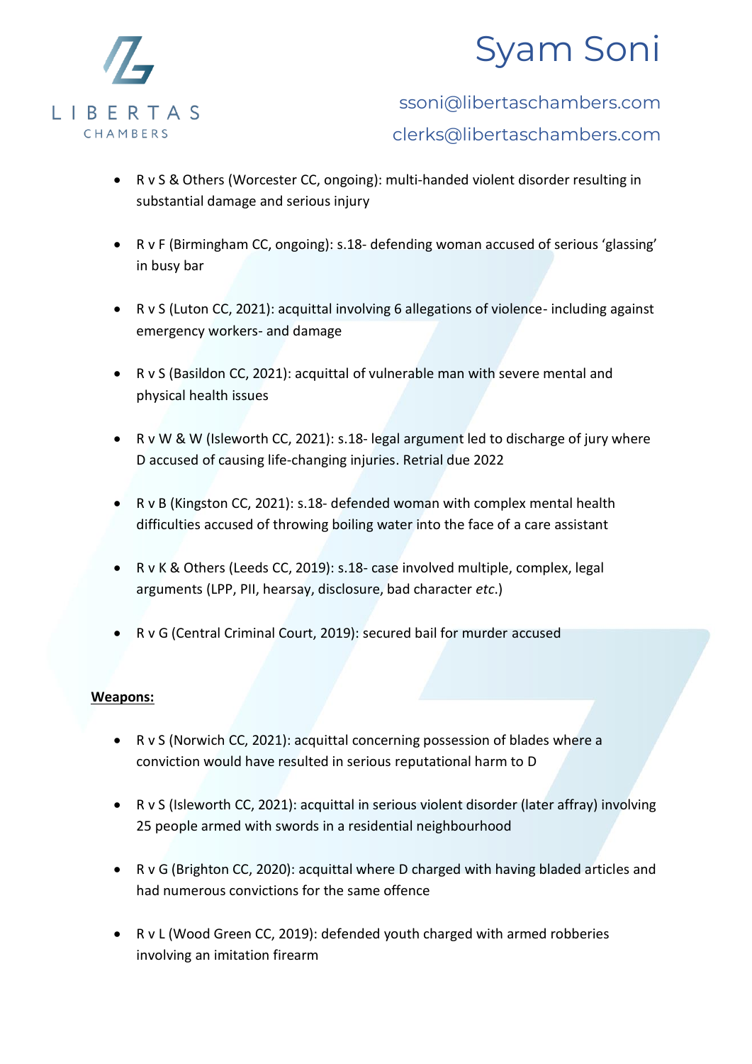- R v S & Others (Worcester CC, ongoing): multi-handed violent disorder resulting in substantial damage and serious injury

- R v F (Birmingham CC, ongoing): s.18- defending woman accused of serious 'glassing' in busy bar

- R v S (Luton CC, 2021): acquittal involving 6 allegations of violence- including against emergency workers- and damage

- R v S (Basildon CC, 2021): acquittal of vulnerable man with severe mental and physical health issues

- R v W & W (Isleworth CC, 2021): s.18- legal argument led to discharge of jury where D accused of causing life-changing injuries. Retrial due 2022

- R v B (Kingston CC, 2021): s.18- defended woman with complex mental health difficulties accused of throwing boiling water into the face of a care assistant

- R v K & Others (Leeds CC, 2019): s.18- case involved multiple, complex, legal arguments (LPP, PII, hearsay, disclosure, bad character *etc*.)

- R v G (Central Criminal Court, 2019): secured bail for murder accused

**Weapons:**

- R v S (Norwich CC, 2021): acquittal concerning possession of blades where a conviction would have resulted in serious reputational harm to D

- R v S (Isleworth CC, 2021): acquittal in serious violent disorder (later affray) involving 25 people armed with swords in a residential neighbourhood

- R v G (Brighton CC, 2020): acquittal where D charged with having bladed articles and had numerous convictions for the same offence

- R v L (Wood Green CC, 2019): defended youth charged with armed robberies involving an imitation firearm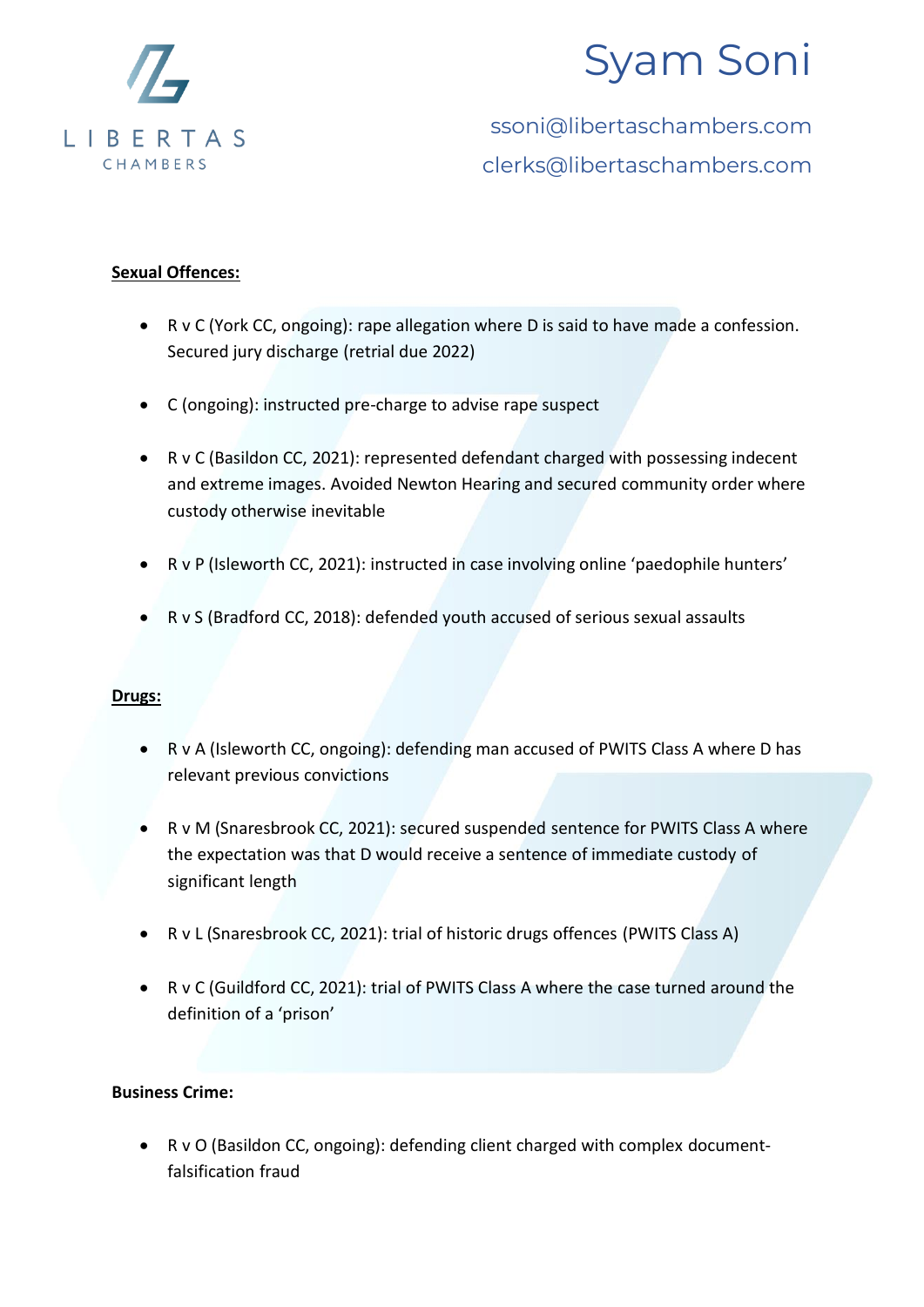**Sexual Offences:**

- R v C (York CC, ongoing): rape allegation where D is said to have made a confession. Secured jury discharge (retrial due 2022)
- C (ongoing): instructed pre-charge to advise rape suspect
- R v C (Basildon CC, 2021): represented defendant charged with possessing indecent and extreme images. Avoided Newton Hearing and secured community order where custody otherwise inevitable
- R v P (Isleworth CC, 2021): instructed in case involving online 'paedophile hunters'
- R v S (Bradford CC, 2018): defended youth accused of serious sexual assaults

**Drugs:**

- R v A (Isleworth CC, ongoing): defending man accused of PWITS Class A where D has relevant previous convictions
- R v M (Snaresbrook CC, 2021): secured suspended sentence for PWITS Class A where the expectation was that D would receive a sentence of immediate custody of significant length
- R v L (Snaresbrook CC, 2021): trial of historic drugs offences (PWITS Class A)
- R v C (Guildford CC, 2021): trial of PWITS Class A where the case turned around the definition of a 'prison'

**Business Crime:**

- R v O (Basildon CC, ongoing): defending client charged with complex document-falsification fraud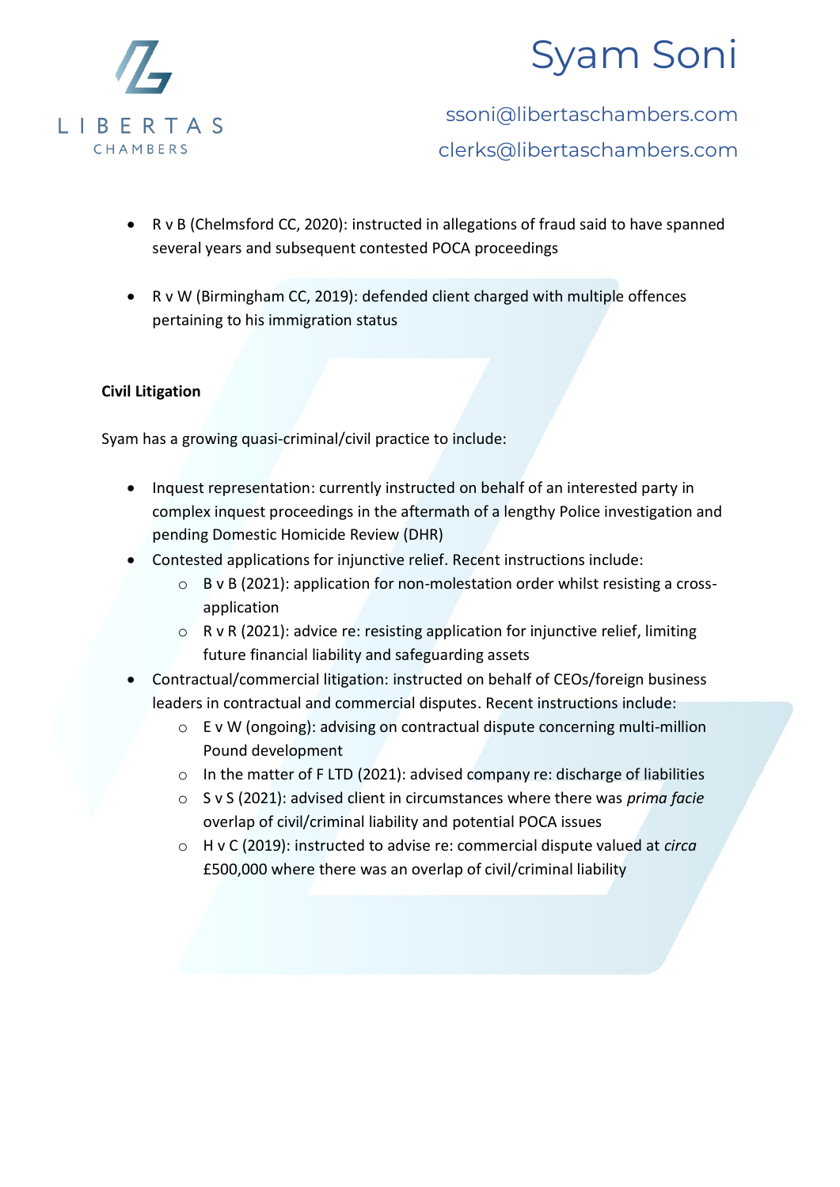- R v B (Chelmsford CC, 2020): instructed in allegations of fraud said to have spanned several years and subsequent contested POCA proceedings

- R v W (Birmingham CC, 2019): defended client charged with multiple offences pertaining to his immigration status

**Civil Litigation**

Syam has a growing quasi-criminal/civil practice to include:

- Inquest representation: currently instructed on behalf of an interested party in complex inquest proceedings in the aftermath of a lengthy Police investigation and pending Domestic Homicide Review (DHR)
- Contested applications for injunctive relief. Recent instructions include:
  - B v B (2021): application for non-molestation order whilst resisting a cross-application
  - R v R (2021): advice re: resisting application for injunctive relief, limiting future financial liability and safeguarding assets
- Contractual/commercial litigation: instructed on behalf of CEOs/foreign business leaders in contractual and commercial disputes. Recent instructions include:
  - E v W (ongoing): advising on contractual dispute concerning multi-million Pound development
  - In the matter of F LTD (2021): advised company re: discharge of liabilities
  - S v S (2021): advised client in circumstances where there was *prima facie* overlap of civil/criminal liability and potential POCA issues
  - H v C (2019): instructed to advise re: commercial dispute valued at *circa* £500,000 where there was an overlap of civil/criminal liability